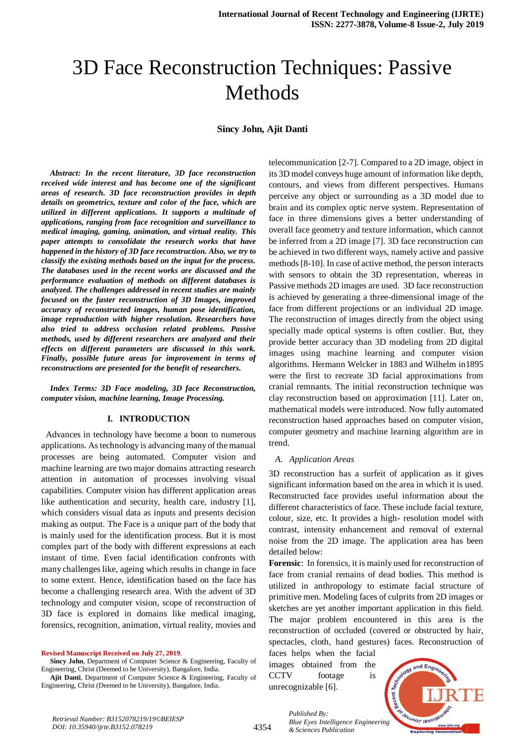# 3D Face Reconstruction Techniques: Passive Methods

**Sincy John, Ajit Danti**

***Abstract: In the recent literature, 3D face reconstruction received wide interest and has become one of the significant areas of research. 3D face reconstruction provides in depth details on geometrics, texture and color of the face, which are utilized in different applications. It supports a multitude of applications, ranging from face recognition and surveillance to medical imaging, gaming, animation, and virtual reality. This paper attempts to consolidate the research works that have happened in the history of 3D face reconstruction. Also, we try to classify the existing methods based on the input for the process. The databases used in the recent works are discussed and the performance evaluation of methods on different databases is analyzed. The challenges addressed in recent studies are mainly focused on the faster reconstruction of 3D Images, improved accuracy of reconstructed images, human pose identification, image reproduction with higher resolution. Researchers have also tried to address occlusion related problems. Passive methods, used by different researchers are analyzed and their effects on different parameters are discussed in this work. Finally, possible future areas for improvement in terms of reconstructions are presented for the benefit of researchers.***

***Index Terms: 3D Face modeling, 3D face Reconstruction, computer vision, machine learning, Image Processing.***

## I. INTRODUCTION

Advances in technology have become a boon to numerous applications. As technology is advancing many of the manual processes are being automated. Computer vision and machine learning are two major domains attracting research attention in automation of processes involving visual capabilities. Computer vision has different application areas like authentication and security, health care, industry [1], which considers visual data as inputs and presents decision making as output. The Face is a unique part of the body that is mainly used for the identification process. But it is most complex part of the body with different expressions at each instant of time. Even facial identification confronts with many challenges like, ageing which results in change in face to some extent. Hence, identification based on the face has become a challenging research area. With the advent of 3D technology and computer vision, scope of reconstruction of 3D face is explored in domains like medical imaging, forensics, recognition, animation, virtual reality, movies and telecommunication [2-7]. Compared to a 2D image, object in its 3D model conveys huge amount of information like depth, contours, and views from different perspectives. Humans perceive any object or surrounding as a 3D model due to brain and its complex optic nerve system. Representation of face in three dimensions gives a better understanding of overall face geometry and texture information, which cannot be inferred from a 2D image [7]. 3D face reconstruction can be achieved in two different ways, namely active and passive methods [8-10]. In case of active method, the person interacts with sensors to obtain the 3D representation, whereas in Passive methods 2D images are used. 3D face reconstruction is achieved by generating a three-dimensional image of the face from different projections or an individual 2D image. The reconstruction of images directly from the object using specially made optical systems is often costlier. But, they provide better accuracy than 3D modeling from 2D digital images using machine learning and computer vision algorithms. Hermann Welcker in 1883 and Wilhelm in1895 were the first to recreate 3D facial approximations from cranial remnants. The initial reconstruction technique was clay reconstruction based on approximation [11]. Later on, mathematical models were introduced. Now fully automated reconstruction based approaches based on computer vision, computer geometry and machine learning algorithm are in trend.

### *A. Application Areas*

3D reconstruction has a surfeit of application as it gives significant information based on the area in which it is used. Reconstructed face provides useful information about the different characteristics of face. These include facial texture, colour, size, etc. It provides a high- resolution model with contrast, intensity enhancement and removal of external noise from the 2D image. The application area has been detailed below:

**Forensic**: In forensics, it is mainly used for reconstruction of face from cranial remains of dead bodies. This method is utilized in anthropology to estimate facial structure of primitive men. Modeling faces of culprits from 2D images or sketches are yet another important application in this field. The major problem encountered in this area is the reconstruction of occluded (covered or obstructed by hair, spectacles, cloth, hand gestures) faces. Reconstruction of faces helps when the facial images obtained from the CCTV footage is unrecognizable [6].

**Revised Manuscript Received on July 27, 2019**.

**Sincy John**, Department of Computer Science & Engineering, Faculty of Engineering, Christ (Deemed to be University), Bangalore, India.

**Ajit Danti**, Department of Computer Science & Engineering, Faculty of Engineering, Christ (Deemed to be University), Bangalore, India.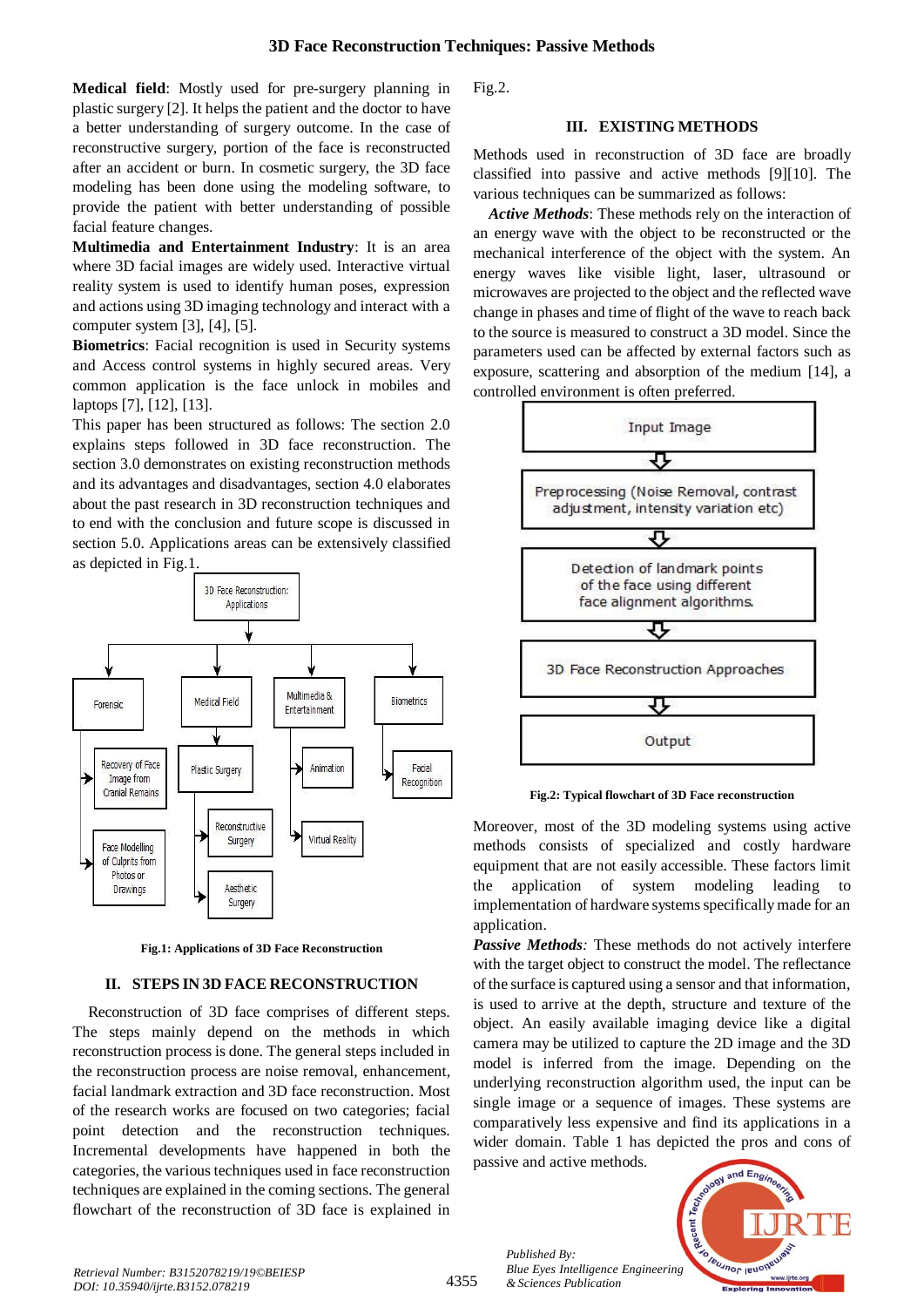**Medical field**: Mostly used for pre-surgery planning in plastic surgery [2]. It helps the patient and the doctor to have a better understanding of surgery outcome. In the case of reconstructive surgery, portion of the face is reconstructed after an accident or burn. In cosmetic surgery, the 3D face modeling has been done using the modeling software, to provide the patient with better understanding of possible facial feature changes.

**Multimedia and Entertainment Industry**: It is an area where 3D facial images are widely used. Interactive virtual reality system is used to identify human poses, expression and actions using 3D imaging technology and interact with a computer system [3], [4], [5].

**Biometrics**: Facial recognition is used in Security systems and Access control systems in highly secured areas. Very common application is the face unlock in mobiles and laptops [7], [12], [13].

This paper has been structured as follows: The section 2.0 explains steps followed in 3D face reconstruction. The section 3.0 demonstrates on existing reconstruction methods and its advantages and disadvantages, section 4.0 elaborates about the past research in 3D reconstruction techniques and to end with the conclusion and future scope is discussed in section 5.0. Applications areas can be extensively classified as depicted in Fig.1.

**Fig.1: Applications of 3D Face Reconstruction**

## II. STEPS IN 3D FACE RECONSTRUCTION

Reconstruction of 3D face comprises of different steps. The steps mainly depend on the methods in which reconstruction process is done. The general steps included in the reconstruction process are noise removal, enhancement, facial landmark extraction and 3D face reconstruction. Most of the research works are focused on two categories; facial point detection and the reconstruction techniques. Incremental developments have happened in both the categories, the various techniques used in face reconstruction techniques are explained in the coming sections. The general flowchart of the reconstruction of 3D face is explained in Fig.2.

## III. EXISTING METHODS

Methods used in reconstruction of 3D face are broadly classified into passive and active methods [9][10]. The various techniques can be summarized as follows:

***Active Methods***: These methods rely on the interaction of an energy wave with the object to be reconstructed or the mechanical interference of the object with the system. An energy waves like visible light, laser, ultrasound or microwaves are projected to the object and the reflected wave change in phases and time of flight of the wave to reach back to the source is measured to construct a 3D model. Since the parameters used can be affected by external factors such as exposure, scattering and absorption of the medium [14], a controlled environment is often preferred.

**Fig.2: Typical flowchart of 3D Face reconstruction**

Moreover, most of the 3D modeling systems using active methods consists of specialized and costly hardware equipment that are not easily accessible. These factors limit the application of system modeling leading to implementation of hardware systems specifically made for an application.

***Passive Methods:*** These methods do not actively interfere with the target object to construct the model. The reflectance of the surface is captured using a sensor and that information, is used to arrive at the depth, structure and texture of the object. An easily available imaging device like a digital camera may be utilized to capture the 2D image and the 3D model is inferred from the image. Depending on the underlying reconstruction algorithm used, the input can be single image or a sequence of images. These systems are comparatively less expensive and find its applications in a wider domain. Table 1 has depicted the pros and cons of passive and active methods.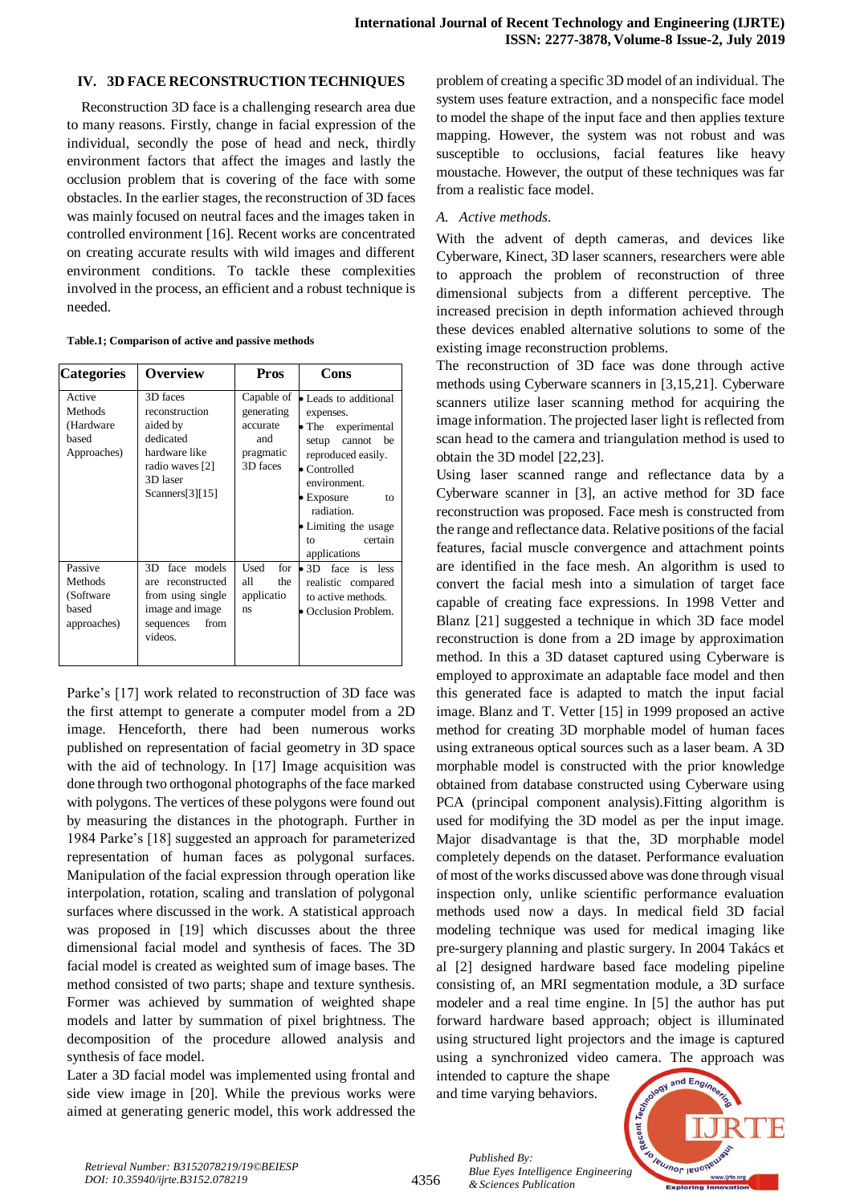## IV. 3D FACE RECONSTRUCTION TECHNIQUES

Reconstruction 3D face is a challenging research area due to many reasons. Firstly, change in facial expression of the individual, secondly the pose of head and neck, thirdly environment factors that affect the images and lastly the occlusion problem that is covering of the face with some obstacles. In the earlier stages, the reconstruction of 3D faces was mainly focused on neutral faces and the images taken in controlled environment [16]. Recent works are concentrated on creating accurate results with wild images and different environment conditions. To tackle these complexities involved in the process, an efficient and a robust technique is needed.

**Table.1; Comparison of active and passive methods**

| Categories | Overview | Pros | Cons |
|---|---|---|---|
| Active Methods (Hardware based Approaches) | 3D faces reconstruction aided by dedicated hardware like radio waves [2] 3D laser Scanners[3][15] | Capable of generating accurate and pragmatic 3D faces | • Leads to additional expenses. • The experimental setup cannot be reproduced easily. • Controlled environment. • Exposure to radiation. • Limiting the usage to certain applications |
| Passive Methods (Software based approaches) | 3D face models are reconstructed from using single image and image sequences from videos. | Used for all the applications | • 3D face is less realistic compared to active methods. • Occlusion Problem. |

Parke's [17] work related to reconstruction of 3D face was the first attempt to generate a computer model from a 2D image. Henceforth, there had been numerous works published on representation of facial geometry in 3D space with the aid of technology. In [17] Image acquisition was done through two orthogonal photographs of the face marked with polygons. The vertices of these polygons were found out by measuring the distances in the photograph. Further in 1984 Parke's [18] suggested an approach for parameterized representation of human faces as polygonal surfaces. Manipulation of the facial expression through operation like interpolation, rotation, scaling and translation of polygonal surfaces where discussed in the work. A statistical approach was proposed in [19] which discusses about the three dimensional facial model and synthesis of faces. The 3D facial model is created as weighted sum of image bases. The method consisted of two parts; shape and texture synthesis. Former was achieved by summation of weighted shape models and latter by summation of pixel brightness. The decomposition of the procedure allowed analysis and synthesis of face model.

Later a 3D facial model was implemented using frontal and side view image in [20]. While the previous works were aimed at generating generic model, this work addressed the problem of creating a specific 3D model of an individual. The system uses feature extraction, and a nonspecific face model to model the shape of the input face and then applies texture mapping. However, the system was not robust and was susceptible to occlusions, facial features like heavy moustache. However, the output of these techniques was far from a realistic face model.

### A. *Active methods.*

With the advent of depth cameras, and devices like Cyberware, Kinect, 3D laser scanners, researchers were able to approach the problem of reconstruction of three dimensional subjects from a different perceptive. The increased precision in depth information achieved through these devices enabled alternative solutions to some of the existing image reconstruction problems.

The reconstruction of 3D face was done through active methods using Cyberware scanners in [3,15,21]. Cyberware scanners utilize laser scanning method for acquiring the image information. The projected laser light is reflected from scan head to the camera and triangulation method is used to obtain the 3D model [22,23].

Using laser scanned range and reflectance data by a Cyberware scanner in [3], an active method for 3D face reconstruction was proposed. Face mesh is constructed from the range and reflectance data. Relative positions of the facial features, facial muscle convergence and attachment points are identified in the face mesh. An algorithm is used to convert the facial mesh into a simulation of target face capable of creating face expressions. In 1998 Vetter and Blanz [21] suggested a technique in which 3D face model reconstruction is done from a 2D image by approximation method. In this a 3D dataset captured using Cyberware is employed to approximate an adaptable face model and then this generated face is adapted to match the input facial image. Blanz and T. Vetter [15] in 1999 proposed an active method for creating 3D morphable model of human faces using extraneous optical sources such as a laser beam. A 3D morphable model is constructed with the prior knowledge obtained from database constructed using Cyberware using PCA (principal component analysis).Fitting algorithm is used for modifying the 3D model as per the input image. Major disadvantage is that the, 3D morphable model completely depends on the dataset. Performance evaluation of most of the works discussed above was done through visual inspection only, unlike scientific performance evaluation methods used now a days. In medical field 3D facial modeling technique was used for medical imaging like pre-surgery planning and plastic surgery. In 2004 Takács et al [2] designed hardware based face modeling pipeline consisting of, an MRI segmentation module, a 3D surface modeler and a real time engine. In [5] the author has put forward hardware based approach; object is illuminated using structured light projectors and the image is captured using a synchronized video camera. The approach was intended to capture the shape and time varying behaviors.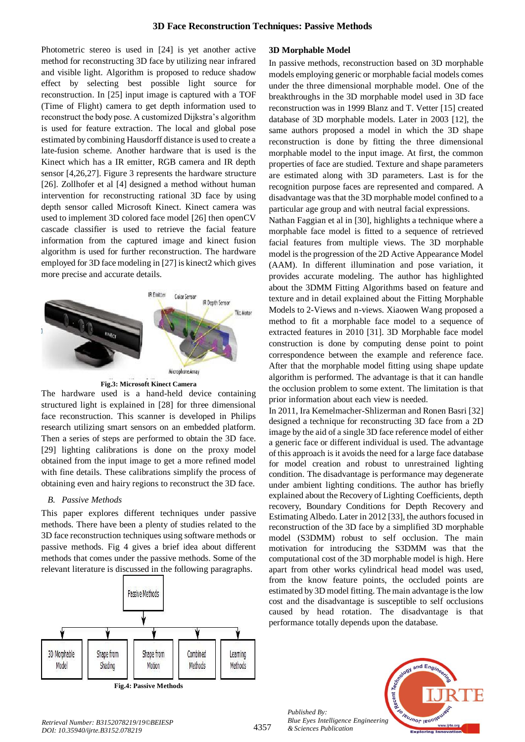Photometric stereo is used in [24] is yet another active method for reconstructing 3D face by utilizing near infrared and visible light. Algorithm is proposed to reduce shadow effect by selecting best possible light source for reconstruction. In [25] input image is captured with a TOF (Time of Flight) camera to get depth information used to reconstruct the body pose. A customized Dijkstra's algorithm is used for feature extraction. The local and global pose estimated by combining Hausdorff distance is used to create a late-fusion scheme. Another hardware that is used is the Kinect which has a IR emitter, RGB camera and IR depth sensor [4,26,27]. Figure 3 represents the hardware structure [26]. Zollhofer et al [4] designed a method without human intervention for reconstructing rational 3D face by using depth sensor called Microsoft Kinect. Kinect camera was used to implement 3D colored face model [26] then openCV cascade classifier is used to retrieve the facial feature information from the captured image and kinect fusion algorithm is used for further reconstruction. The hardware employed for 3D face modeling in [27] is kinect2 which gives more precise and accurate details.

**Fig.3: Microsoft Kinect Camera**

The hardware used is a hand-held device containing structured light is explained in [28] for three dimensional face reconstruction. This scanner is developed in Philips research utilizing smart sensors on an embedded platform. Then a series of steps are performed to obtain the 3D face. [29] lighting calibrations is done on the proxy model obtained from the input image to get a more refined model with fine details. These calibrations simplify the process of obtaining even and hairy regions to reconstruct the 3D face.

### *B. Passive Methods*

This paper explores different techniques under passive methods. There have been a plenty of studies related to the 3D face reconstruction techniques using software methods or passive methods. Fig 4 gives a brief idea about different methods that comes under the passive methods. Some of the relevant literature is discussed in the following paragraphs.

**Fig.4: Passive Methods**

### 3D Morphable Model

In passive methods, reconstruction based on 3D morphable models employing generic or morphable facial models comes under the three dimensional morphable model. One of the breakthroughs in the 3D morphable model used in 3D face reconstruction was in 1999 Blanz and T. Vetter [15] created database of 3D morphable models. Later in 2003 [12], the same authors proposed a model in which the 3D shape reconstruction is done by fitting the three dimensional morphable model to the input image. At first, the common properties of face are studied. Texture and shape parameters are estimated along with 3D parameters. Last is for the recognition purpose faces are represented and compared. A disadvantage was that the 3D morphable model confined to a particular age group and with neutral facial expressions.

Nathan Faggian et al in [30], highlights a technique where a morphable face model is fitted to a sequence of retrieved facial features from multiple views. The 3D morphable model is the progression of the 2D Active Appearance Model (AAM). In different illumination and pose variation, it provides accurate modeling. The author has highlighted about the 3DMM Fitting Algorithms based on feature and texture and in detail explained about the Fitting Morphable Models to 2-Views and n-views. Xiaowen Wang proposed a method to fit a morphable model to a sequence of extracted features in 2010 [31]. 3D Morphable face model construction is done by computing dense point to point correspondence between the example and reference face. After that the morphable model fitting using shape update algorithm is performed. The advantage is that it can handle the occlusion problem to some extent. The limitation is that prior information about each view is needed.

In 2011, Ira Kemelmacher-Shlizerman and Ronen Basri [32] designed a technique for reconstructing 3D face from a 2D image by the aid of a single 3D face reference model of either a generic face or different individual is used. The advantage of this approach is it avoids the need for a large face database for model creation and robust to unrestrained lighting condition. The disadvantage is performance may degenerate under ambient lighting conditions. The author has briefly explained about the Recovery of Lighting Coefficients, depth recovery, Boundary Conditions for Depth Recovery and Estimating Albedo. Later in 2012 [33], the authors focused in reconstruction of the 3D face by a simplified 3D morphable model (S3DMM) robust to self occlusion. The main motivation for introducing the S3DMM was that the computational cost of the 3D morphable model is high. Here apart from other works cylindrical head model was used, from the know feature points, the occluded points are estimated by 3D model fitting. The main advantage is the low cost and the disadvantage is susceptible to self occlusions caused by head rotation. The disadvantage is that performance totally depends upon the database.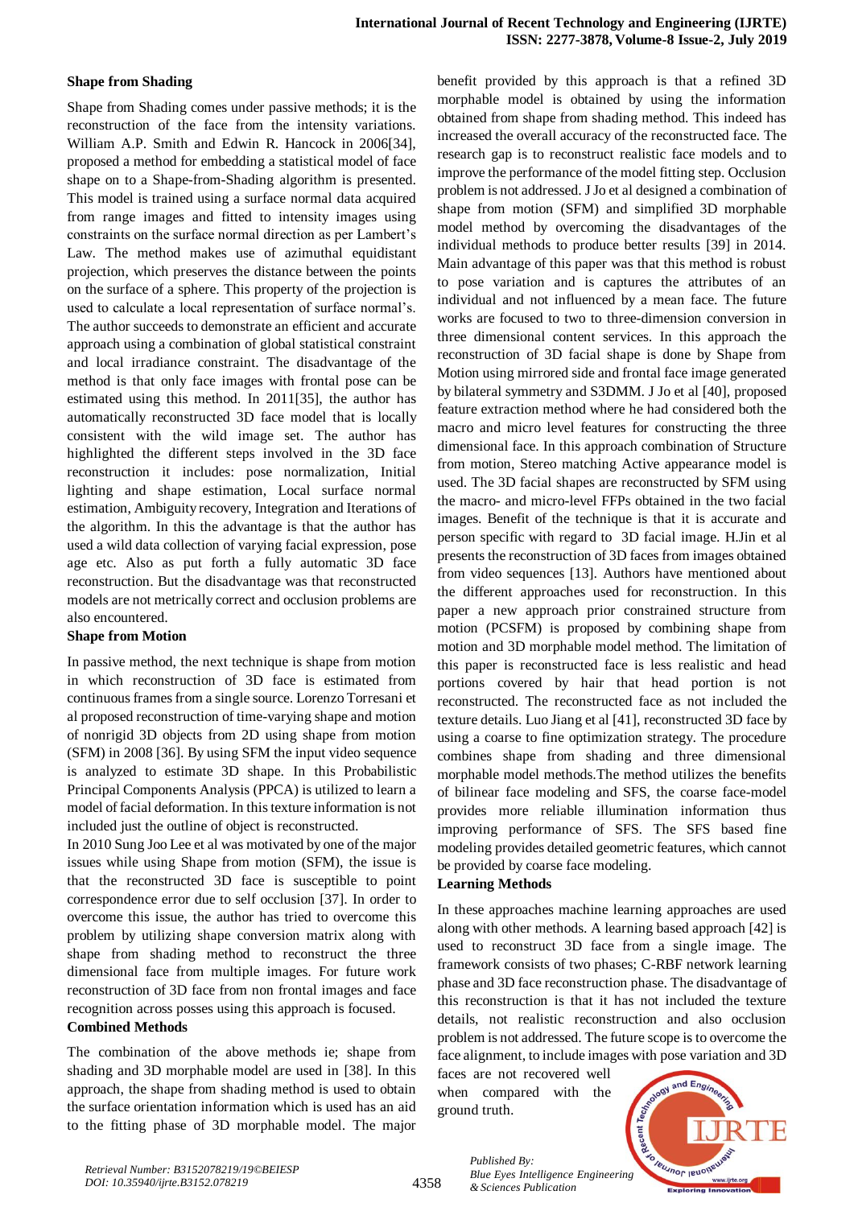### Shape from Shading

Shape from Shading comes under passive methods; it is the reconstruction of the face from the intensity variations. William A.P. Smith and Edwin R. Hancock in 2006[34], proposed a method for embedding a statistical model of face shape on to a Shape-from-Shading algorithm is presented. This model is trained using a surface normal data acquired from range images and fitted to intensity images using constraints on the surface normal direction as per Lambert's Law. The method makes use of azimuthal equidistant projection, which preserves the distance between the points on the surface of a sphere. This property of the projection is used to calculate a local representation of surface normal's. The author succeeds to demonstrate an efficient and accurate approach using a combination of global statistical constraint and local irradiance constraint. The disadvantage of the method is that only face images with frontal pose can be estimated using this method. In 2011[35], the author has automatically reconstructed 3D face model that is locally consistent with the wild image set. The author has highlighted the different steps involved in the 3D face reconstruction it includes: pose normalization, Initial lighting and shape estimation, Local surface normal estimation, Ambiguity recovery, Integration and Iterations of the algorithm. In this the advantage is that the author has used a wild data collection of varying facial expression, pose age etc. Also as put forth a fully automatic 3D face reconstruction. But the disadvantage was that reconstructed models are not metrically correct and occlusion problems are also encountered.

### Shape from Motion

In passive method, the next technique is shape from motion in which reconstruction of 3D face is estimated from continuous frames from a single source. Lorenzo Torresani et al proposed reconstruction of time-varying shape and motion of nonrigid 3D objects from 2D using shape from motion (SFM) in 2008 [36]. By using SFM the input video sequence is analyzed to estimate 3D shape. In this Probabilistic Principal Components Analysis (PPCA) is utilized to learn a model of facial deformation. In this texture information is not included just the outline of object is reconstructed.

In 2010 Sung Joo Lee et al was motivated by one of the major issues while using Shape from motion (SFM), the issue is that the reconstructed 3D face is susceptible to point correspondence error due to self occlusion [37]. In order to overcome this issue, the author has tried to overcome this problem by utilizing shape conversion matrix along with shape from shading method to reconstruct the three dimensional face from multiple images. For future work reconstruction of 3D face from non frontal images and face recognition across posses using this approach is focused.

### Combined Methods

The combination of the above methods ie; shape from shading and 3D morphable model are used in [38]. In this approach, the shape from shading method is used to obtain the surface orientation information which is used has an aid to the fitting phase of 3D morphable model. The major benefit provided by this approach is that a refined 3D morphable model is obtained by using the information obtained from shape from shading method. This indeed has increased the overall accuracy of the reconstructed face. The research gap is to reconstruct realistic face models and to improve the performance of the model fitting step. Occlusion problem is not addressed. J Jo et al designed a combination of shape from motion (SFM) and simplified 3D morphable model method by overcoming the disadvantages of the individual methods to produce better results [39] in 2014. Main advantage of this paper was that this method is robust to pose variation and is captures the attributes of an individual and not influenced by a mean face. The future works are focused to two to three-dimension conversion in three dimensional content services. In this approach the reconstruction of 3D facial shape is done by Shape from Motion using mirrored side and frontal face image generated by bilateral symmetry and S3DMM. J Jo et al [40], proposed feature extraction method where he had considered both the macro and micro level features for constructing the three dimensional face. In this approach combination of Structure from motion, Stereo matching Active appearance model is used. The 3D facial shapes are reconstructed by SFM using the macro- and micro-level FFPs obtained in the two facial images. Benefit of the technique is that it is accurate and person specific with regard to 3D facial image. H.Jin et al presents the reconstruction of 3D faces from images obtained from video sequences [13]. Authors have mentioned about the different approaches used for reconstruction. In this paper a new approach prior constrained structure from motion (PCSFM) is proposed by combining shape from motion and 3D morphable model method. The limitation of this paper is reconstructed face is less realistic and head portions covered by hair that head portion is not reconstructed. The reconstructed face as not included the texture details. Luo Jiang et al [41], reconstructed 3D face by using a coarse to fine optimization strategy. The procedure combines shape from shading and three dimensional morphable model methods.The method utilizes the benefits of bilinear face modeling and SFS, the coarse face-model provides more reliable illumination information thus improving performance of SFS. The SFS based fine modeling provides detailed geometric features, which cannot be provided by coarse face modeling.

### Learning Methods

In these approaches machine learning approaches are used along with other methods. A learning based approach [42] is used to reconstruct 3D face from a single image. The framework consists of two phases; C-RBF network learning phase and 3D face reconstruction phase. The disadvantage of this reconstruction is that it has not included the texture details, not realistic reconstruction and also occlusion problem is not addressed. The future scope is to overcome the face alignment, to include images with pose variation and 3D faces are not recovered well when compared with the ground truth.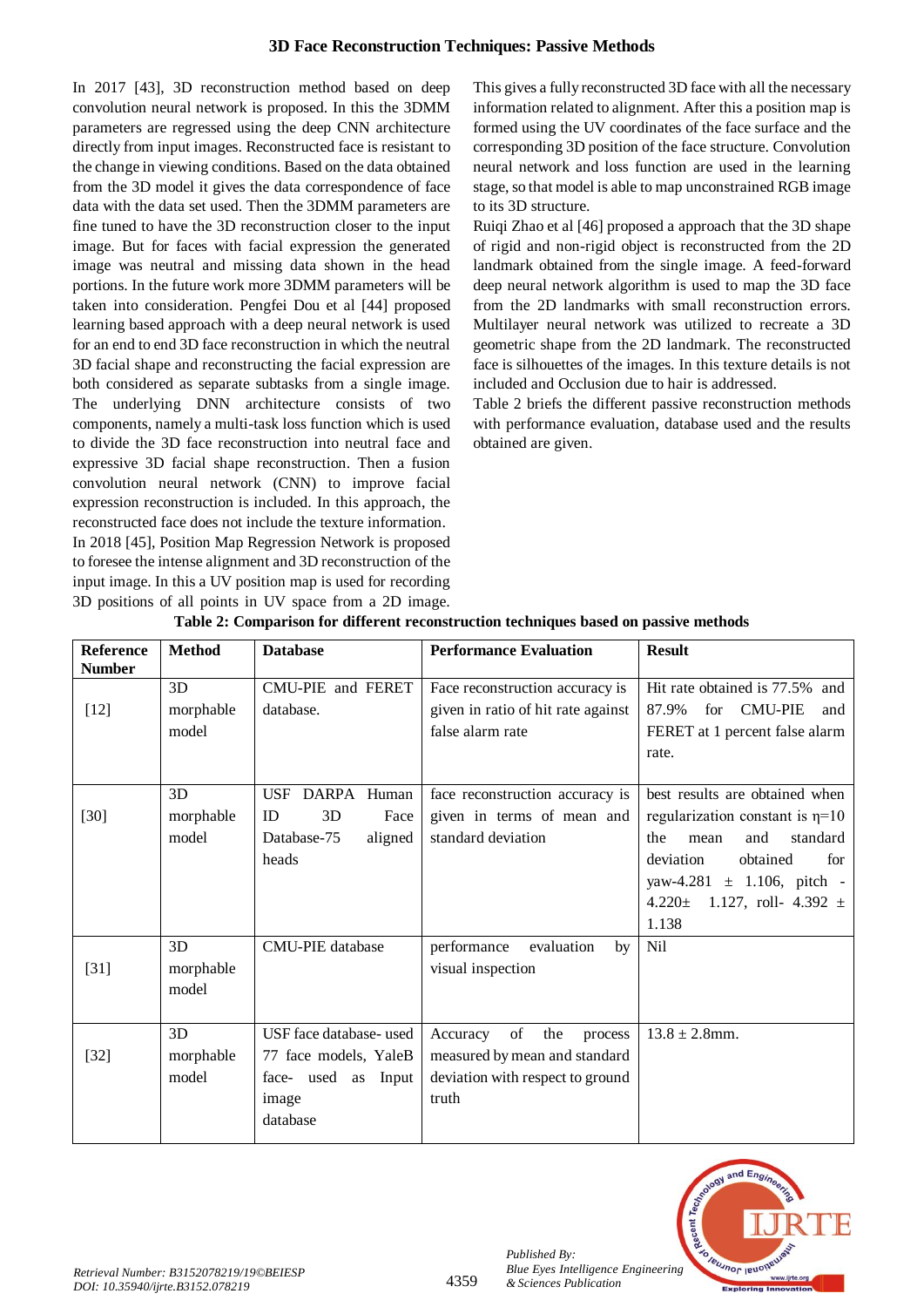In 2017 [43], 3D reconstruction method based on deep convolution neural network is proposed. In this the 3DMM parameters are regressed using the deep CNN architecture directly from input images. Reconstructed face is resistant to the change in viewing conditions. Based on the data obtained from the 3D model it gives the data correspondence of face data with the data set used. Then the 3DMM parameters are fine tuned to have the 3D reconstruction closer to the input image. But for faces with facial expression the generated image was neutral and missing data shown in the head portions. In the future work more 3DMM parameters will be taken into consideration. Pengfei Dou et al [44] proposed learning based approach with a deep neural network is used for an end to end 3D face reconstruction in which the neutral 3D facial shape and reconstructing the facial expression are both considered as separate subtasks from a single image. The underlying DNN architecture consists of two components, namely a multi-task loss function which is used to divide the 3D face reconstruction into neutral face and expressive 3D facial shape reconstruction. Then a fusion convolution neural network (CNN) to improve facial expression reconstruction is included. In this approach, the reconstructed face does not include the texture information.

In 2018 [45], Position Map Regression Network is proposed to foresee the intense alignment and 3D reconstruction of the input image. In this a UV position map is used for recording 3D positions of all points in UV space from a 2D image. This gives a fully reconstructed 3D face with all the necessary information related to alignment. After this a position map is formed using the UV coordinates of the face surface and the corresponding 3D position of the face structure. Convolution neural network and loss function are used in the learning stage, so that model is able to map unconstrained RGB image to its 3D structure.

Ruiqi Zhao et al [46] proposed a approach that the 3D shape of rigid and non-rigid object is reconstructed from the 2D landmark obtained from the single image. A feed-forward deep neural network algorithm is used to map the 3D face from the 2D landmarks with small reconstruction errors. Multilayer neural network was utilized to recreate a 3D geometric shape from the 2D landmark. The reconstructed face is silhouettes of the images. In this texture details is not included and Occlusion due to hair is addressed.

Table 2 briefs the different passive reconstruction methods with performance evaluation, database used and the results obtained are given.

**Table 2: Comparison for different reconstruction techniques based on passive methods**

| Reference Number | Method | Database | Performance Evaluation | Result |
|---|---|---|---|---|
| [12] | 3D morphable model | CMU-PIE and FERET database. | Face reconstruction accuracy is given in ratio of hit rate against false alarm rate | Hit rate obtained is 77.5% and 87.9% for CMU-PIE and FERET at 1 percent false alarm rate. |
| [30] | 3D morphable model | USF DARPA Human ID 3D Face Database-75 aligned heads | face reconstruction accuracy is given in terms of mean and standard deviation | best results are obtained when regularization constant is $\eta$=10 the mean and standard deviation obtained for yaw-4.281 $\pm$ 1.106, pitch - 4.220$\pm$ 1.127, roll- 4.392 $\pm$ 1.138 |
| [31] | 3D morphable model | CMU-PIE database | performance evaluation by visual inspection | Nil |
| [32] | 3D morphable model | USF face database- used 77 face models, YaleB face- used as Input image database | Accuracy of the process measured by mean and standard deviation with respect to ground truth | 13.8 $\pm$ 2.8mm. |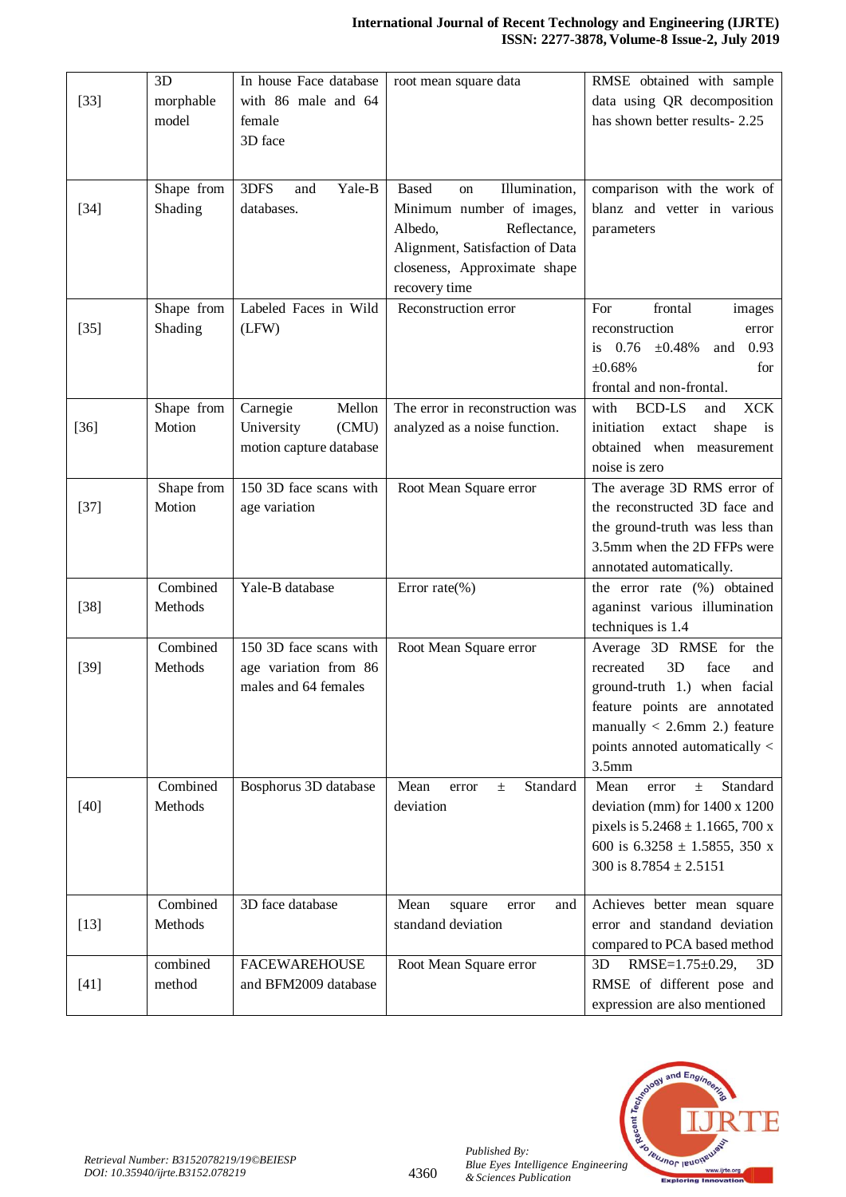| [33] | 3D morphable model | In house Face database with 86 male and 64 female 3D face | root mean square data | RMSE obtained with sample data using QR decomposition has shown better results- 2.25 |
|---|---|---|---|---|
| [34] | Shape from Shading | 3DFS and Yale-B databases. | Based on Illumination, Minimum number of images, Albedo, Reflectance, Alignment, Satisfaction of Data closeness, Approximate shape recovery time | comparison with the work of blanz and vetter in various parameters |
| [35] | Shape from Shading | Labeled Faces in Wild (LFW) | Reconstruction error | For frontal images reconstruction error is 0.76 ±0.48% and 0.93 ±0.68% for frontal and non-frontal. |
| [36] | Shape from Motion | Carnegie Mellon University (CMU) motion capture database | The error in reconstruction was analyzed as a noise function. | with BCD-LS and XCK initiation extact shape is obtained when measurement noise is zero |
| [37] | Shape from Motion | 150 3D face scans with age variation | Root Mean Square error | The average 3D RMS error of the reconstructed 3D face and the ground-truth was less than 3.5mm when the 2D FFPs were annotated automatically. |
| [38] | Combined Methods | Yale-B database | Error rate(%) | the error rate (%) obtained aganinst various illumination techniques is 1.4 |
| [39] | Combined Methods | 150 3D face scans with age variation from 86 males and 64 females | Root Mean Square error | Average 3D RMSE for the recreated 3D face and ground-truth 1.) when facial feature points are annotated manually < 2.6mm 2.) feature points annoted automatically < 3.5mm |
| [40] | Combined Methods | Bosphorus 3D database | Mean error ± Standard deviation | Mean error ± Standard deviation (mm) for 1400 x 1200 pixels is 5.2468 ± 1.1665, 700 x 600 is 6.3258 ± 1.5855, 350 x 300 is 8.7854 ± 2.5151 |
| [13] | Combined Methods | 3D face database | Mean square error and standand deviation | Achieves better mean square error and standand deviation compared to PCA based method |
| [41] | combined method | FACEWAREHOUSE and BFM2009 database | Root Mean Square error | 3D RMSE=1.75±0.29, 3D RMSE of different pose and expression are also mentioned |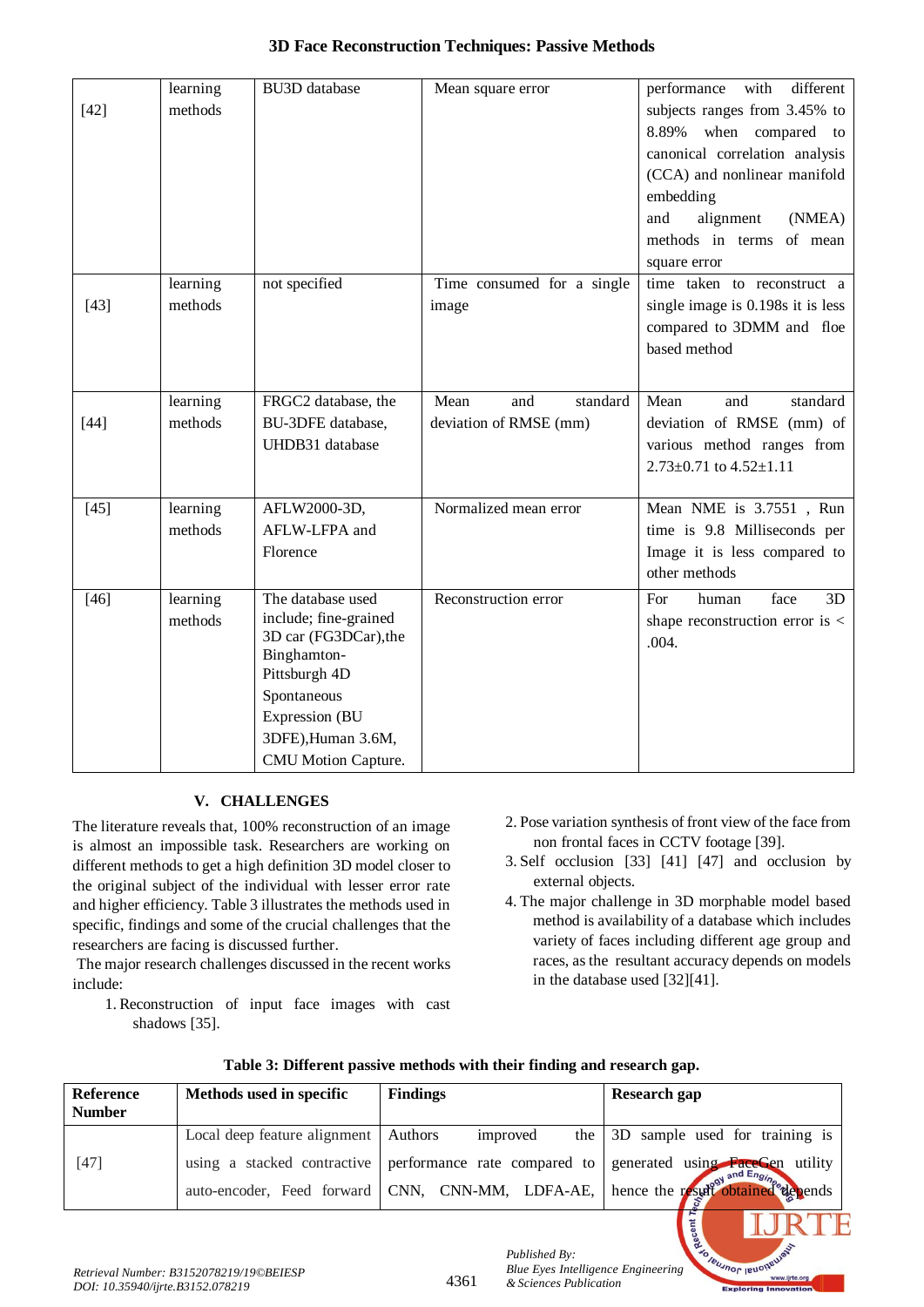| [42] | learning methods | BU3D database | Mean square error | performance with different subjects ranges from 3.45% to 8.89% when compared to canonical correlation analysis (CCA) and nonlinear manifold embedding and alignment (NMEA) methods in terms of mean square error |
|---|---|---|---|---|
| [43] | learning methods | not specified | Time consumed for a single image | time taken to reconstruct a single image is 0.198s it is less compared to 3DMM and floe based method |
| [44] | learning methods | FRGC2 database, the BU-3DFE database, UHDB31 database | Mean and standard deviation of RMSE (mm) | Mean and standard deviation of RMSE (mm) of various method ranges from 2.73±0.71 to 4.52±1.11 |
| [45] | learning methods | AFLW2000-3D, AFLW-LFPA and Florence | Normalized mean error | Mean NME is 3.7551 , Run time is 9.8 Milliseconds per Image it is less compared to other methods |
| [46] | learning methods | The database used include; fine-grained 3D car (FG3DCar),the Binghamton-Pittsburgh 4D Spontaneous Expression (BU 3DFE),Human 3.6M, CMU Motion Capture. | Reconstruction error | For human face 3D shape reconstruction error is < .004. |

## V. CHALLENGES

The literature reveals that, 100% reconstruction of an image is almost an impossible task. Researchers are working on different methods to get a high definition 3D model closer to the original subject of the individual with lesser error rate and higher efficiency. Table 3 illustrates the methods used in specific, findings and some of the crucial challenges that the researchers are facing is discussed further.

The major research challenges discussed in the recent works include:

1. Reconstruction of input face images with cast shadows [35].
2. Pose variation synthesis of front view of the face from non frontal faces in CCTV footage [39].
3. Self occlusion [33] [41] [47] and occlusion by external objects.
4. The major challenge in 3D morphable model based method is availability of a database which includes variety of faces including different age group and races, as the resultant accuracy depends on models in the database used [32][41].

**Table 3: Different passive methods with their finding and research gap.**

| Reference Number | Methods used in specific | Findings | Research gap |
|---|---|---|---|
| [47] | Local deep feature alignment using a stacked contractive auto-encoder, Feed forward | Authors improved the performance rate compared to CNN, CNN-MM, LDFA-AE, | 3D sample used for training is generated using FaceGen utility hence the result obtained depends |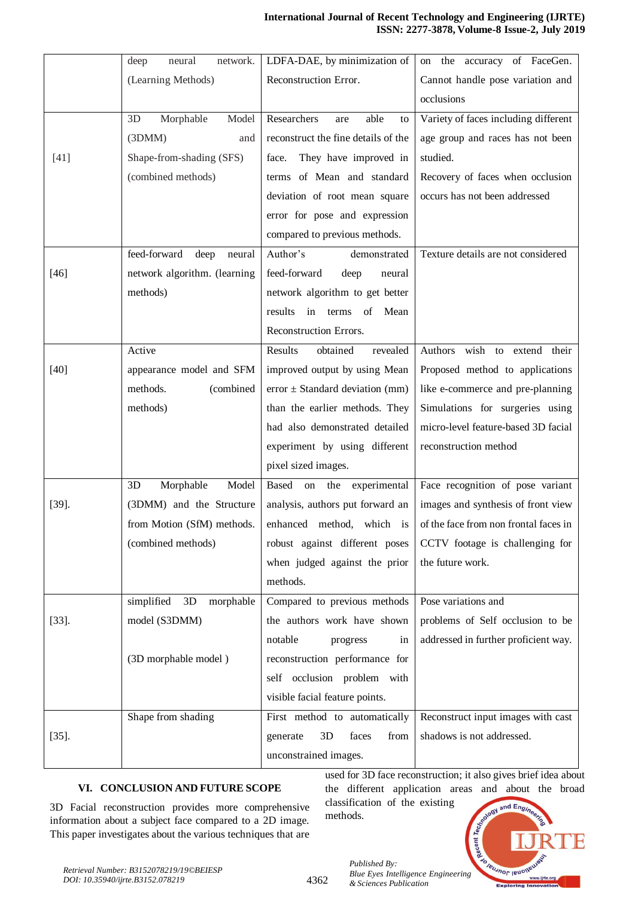| | deep neural network. (Learning Methods) | LDFA-DAE, by minimization of Reconstruction Error. | on the accuracy of FaceGen. Cannot handle pose variation and occlusions |
|---|---|---|---|
| [41] | 3D Morphable Model (3DMM) and Shape-from-shading (SFS) (combined methods) | Researchers are able to reconstruct the fine details of the face. They have improved in terms of Mean and standard deviation of root mean square error for pose and expression compared to previous methods. | Variety of faces including different age group and races has not been studied. Recovery of faces when occlusion occurs has not been addressed |
| [46] | feed-forward deep neural network algorithm. (learning methods) | Author's demonstrated feed-forward deep neural network algorithm to get better results in terms of Mean Reconstruction Errors. | Texture details are not considered |
| [40] | Active appearance model and SFM methods. (combined methods) | Results obtained revealed improved output by using Mean error ± Standard deviation (mm) than the earlier methods. They had also demonstrated detailed experiment by using different pixel sized images. | Authors wish to extend their Proposed method to applications like e-commerce and pre-planning Simulations for surgeries using micro-level feature-based 3D facial reconstruction method |
| [39]. | 3D Morphable Model (3DMM) and the Structure from Motion (SfM) methods. (combined methods) | Based on the experimental analysis, authors put forward an enhanced method, which is robust against different poses when judged against the prior methods. | Face recognition of pose variant images and synthesis of front view of the face from non frontal faces in CCTV footage is challenging for the future work. |
| [33]. | simplified 3D morphable model (S3DMM)<br><br>(3D morphable model ) | Compared to previous methods the authors work have shown notable progress in reconstruction performance for self occlusion problem with visible facial feature points. | Pose variations and problems of Self occlusion to be addressed in further proficient way. |
| [35]. | Shape from shading | First method to automatically generate 3D faces from unconstrained images. | Reconstruct input images with cast shadows is not addressed. |

## VI. CONCLUSION AND FUTURE SCOPE

3D Facial reconstruction provides more comprehensive information about a subject face compared to a 2D image. This paper investigates about the various techniques that are used for 3D face reconstruction; it also gives brief idea about the different application areas and about the broad classification of the existing methods.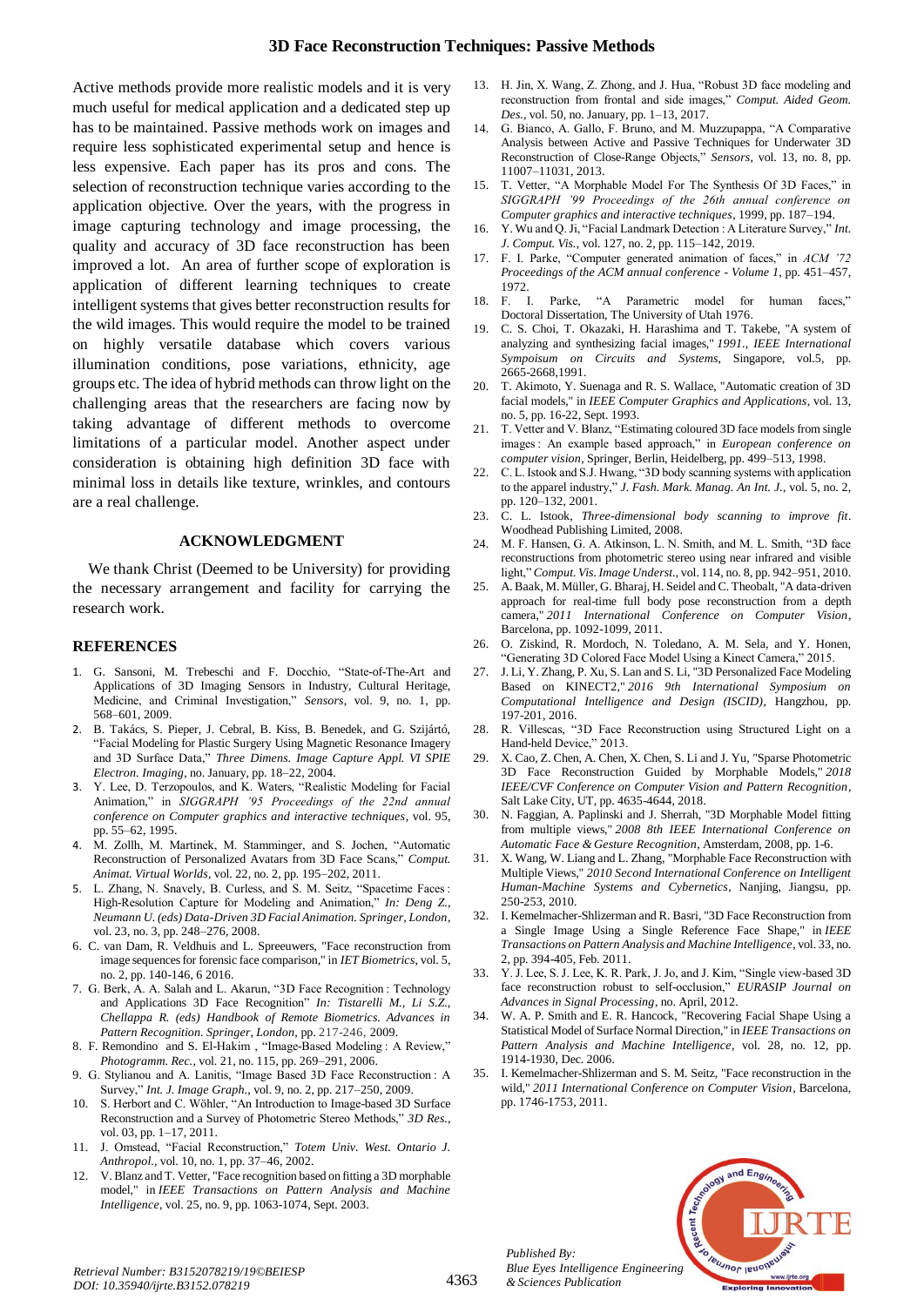Active methods provide more realistic models and it is very much useful for medical application and a dedicated step up has to be maintained. Passive methods work on images and require less sophisticated experimental setup and hence is less expensive. Each paper has its pros and cons. The selection of reconstruction technique varies according to the application objective. Over the years, with the progress in image capturing technology and image processing, the quality and accuracy of 3D face reconstruction has been improved a lot. An area of further scope of exploration is application of different learning techniques to create intelligent systems that gives better reconstruction results for the wild images. This would require the model to be trained on highly versatile database which covers various illumination conditions, pose variations, ethnicity, age groups etc. The idea of hybrid methods can throw light on the challenging areas that the researchers are facing now by taking advantage of different methods to overcome limitations of a particular model. Another aspect under consideration is obtaining high definition 3D face with minimal loss in details like texture, wrinkles, and contours are a real challenge.

## ACKNOWLEDGMENT

We thank Christ (Deemed to be University) for providing the necessary arrangement and facility for carrying the research work.

## REFERENCES

1. G. Sansoni, M. Trebeschi and F. Docchio, "State-of-The-Art and Applications of 3D Imaging Sensors in Industry, Cultural Heritage, Medicine, and Criminal Investigation," *Sensors*, vol. 9, no. 1, pp. 568–601, 2009.
2. B. Takács, S. Pieper, J. Cebral, B. Kiss, B. Benedek, and G. Szijártó, "Facial Modeling for Plastic Surgery Using Magnetic Resonance Imagery and 3D Surface Data," *Three Dimens. Image Capture Appl. VI SPIE Electron. Imaging*, no. January, pp. 18–22, 2004.
3. Y. Lee, D. Terzopoulos, and K. Waters, "Realistic Modeling for Facial Animation," in *SIGGRAPH '95 Proceedings of the 22nd annual conference on Computer graphics and interactive techniques*, vol. 95, pp. 55–62, 1995.
4. M. Zollh, M. Martinek, M. Stamminger, and S. Jochen, "Automatic Reconstruction of Personalized Avatars from 3D Face Scans," *Comput. Animat. Virtual Worlds*, vol. 22, no. 2, pp. 195–202, 2011.
5. L. Zhang, N. Snavely, B. Curless, and S. M. Seitz, "Spacetime Faces : High-Resolution Capture for Modeling and Animation," *In: Deng Z., Neumann U. (eds) Data-Driven 3D Facial Animation. Springer, London*, vol. 23, no. 3, pp. 248–276, 2008.
6. C. van Dam, R. Veldhuis and L. Spreeuwers, "Face reconstruction from image sequences for forensic face comparison," in *IET Biometrics*, vol. 5, no. 2, pp. 140-146, 6 2016.
7. G. Berk, A. A. Salah and L. Akarun, "3D Face Recognition : Technology and Applications 3D Face Recognition" *In: Tistarelli M., Li S.Z., Chellappa R. (eds) Handbook of Remote Biometrics. Advances in Pattern Recognition. Springer, London*, pp. 217-246, 2009.
8. F. Remondino and S. El-Hakim , "Image-Based Modeling : A Review," *Photogramm. Rec.*, vol. 21, no. 115, pp. 269–291, 2006.
9. G. Stylianou and A. Lanitis, "Image Based 3D Face Reconstruction : A Survey," *Int. J. Image Graph.*, vol. 9, no. 2, pp. 217–250, 2009.
10. S. Herbort and C. Wöhler, "An Introduction to Image-based 3D Surface Reconstruction and a Survey of Photometric Stereo Methods," *3D Res.*, vol. 03, pp. 1–17, 2011.
11. J. Omstead, "Facial Reconstruction," *Totem Univ. West. Ontario J. Anthropol.*, vol. 10, no. 1, pp. 37–46, 2002.
12. V. Blanz and T. Vetter, "Face recognition based on fitting a 3D morphable model," in *IEEE Transactions on Pattern Analysis and Machine Intelligence*, vol. 25, no. 9, pp. 1063-1074, Sept. 2003.
13. H. Jin, X. Wang, Z. Zhong, and J. Hua, "Robust 3D face modeling and reconstruction from frontal and side images," *Comput. Aided Geom. Des.*, vol. 50, no. January, pp. 1–13, 2017.
14. G. Bianco, A. Gallo, F. Bruno, and M. Muzzupappa, "A Comparative Analysis between Active and Passive Techniques for Underwater 3D Reconstruction of Close-Range Objects," *Sensors*, vol. 13, no. 8, pp. 11007–11031, 2013.
15. T. Vetter, "A Morphable Model For The Synthesis Of 3D Faces," in *SIGGRAPH '99 Proceedings of the 26th annual conference on Computer graphics and interactive techniques*, 1999, pp. 187–194.
16. Y. Wu and Q. Ji, "Facial Landmark Detection : A Literature Survey," *Int. J. Comput. Vis.*, vol. 127, no. 2, pp. 115–142, 2019.
17. F. I. Parke, "Computer generated animation of faces," in *ACM '72 Proceedings of the ACM annual conference - Volume 1*, pp. 451–457, 1972.
18. F. I. Parke, "A Parametric model for human faces," Doctoral Dissertation, The University of Utah 1976.
19. C. S. Choi, T. Okazaki, H. Harashima and T. Takebe, "A system of analyzing and synthesizing facial images," *1991., IEEE International Sympoisum on Circuits and Systems*, Singapore, vol.5, pp. 2665-2668,1991.
20. T. Akimoto, Y. Suenaga and R. S. Wallace, "Automatic creation of 3D facial models," in *IEEE Computer Graphics and Applications*, vol. 13, no. 5, pp. 16-22, Sept. 1993.
21. T. Vetter and V. Blanz, "Estimating coloured 3D face models from single images : An example based approach," in *European conference on computer vision*, Springer, Berlin, Heidelberg, pp. 499–513, 1998.
22. C. L. Istook and S.J. Hwang, "3D body scanning systems with application to the apparel industry," *J. Fash. Mark. Manag. An Int. J.*, vol. 5, no. 2, pp. 120–132, 2001.
23. C. L. Istook, *Three-dimensional body scanning to improve fit*. Woodhead Publishing Limited, 2008.
24. M. F. Hansen, G. A. Atkinson, L. N. Smith, and M. L. Smith, "3D face reconstructions from photometric stereo using near infrared and visible light," *Comput. Vis. Image Underst.*, vol. 114, no. 8, pp. 942–951, 2010.
25. A. Baak, M. Müller, G. Bharaj, H. Seidel and C. Theobalt, "A data-driven approach for real-time full body pose reconstruction from a depth camera," *2011 International Conference on Computer Vision*, Barcelona, pp. 1092-1099, 2011.
26. O. Ziskind, R. Mordoch, N. Toledano, A. M. Sela, and Y. Honen, "Generating 3D Colored Face Model Using a Kinect Camera," 2015.
27. J. Li, Y. Zhang, P. Xu, S. Lan and S. Li, "3D Personalized Face Modeling Based on KINECT2," *2016 9th International Symposium on Computational Intelligence and Design (ISCID)*, Hangzhou, pp. 197-201, 2016.
28. R. Villescas, "3D Face Reconstruction using Structured Light on a Hand-held Device," 2013.
29. X. Cao, Z. Chen, A. Chen, X. Chen, S. Li and J. Yu, "Sparse Photometric 3D Face Reconstruction Guided by Morphable Models," *2018 IEEE/CVF Conference on Computer Vision and Pattern Recognition*, Salt Lake City, UT, pp. 4635-4644, 2018.
30. N. Faggian, A. Paplinski and J. Sherrah, "3D Morphable Model fitting from multiple views," *2008 8th IEEE International Conference on Automatic Face & Gesture Recognition*, Amsterdam, 2008, pp. 1-6.
31. X. Wang, W. Liang and L. Zhang, "Morphable Face Reconstruction with Multiple Views," *2010 Second International Conference on Intelligent Human-Machine Systems and Cybernetics*, Nanjing, Jiangsu, pp. 250-253, 2010.
32. I. Kemelmacher-Shlizerman and R. Basri, "3D Face Reconstruction from a Single Image Using a Single Reference Face Shape," in *IEEE Transactions on Pattern Analysis and Machine Intelligence*, vol. 33, no. 2, pp. 394-405, Feb. 2011.
33. Y. J. Lee, S. J. Lee, K. R. Park, J. Jo, and J. Kim, "Single view-based 3D face reconstruction robust to self-occlusion," *EURASIP Journal on Advances in Signal Processing*, no. April, 2012.
34. W. A. P. Smith and E. R. Hancock, "Recovering Facial Shape Using a Statistical Model of Surface Normal Direction," in *IEEE Transactions on Pattern Analysis and Machine Intelligence*, vol. 28, no. 12, pp. 1914-1930, Dec. 2006.
35. I. Kemelmacher-Shlizerman and S. M. Seitz, "Face reconstruction in the wild," *2011 International Conference on Computer Vision*, Barcelona, pp. 1746-1753, 2011.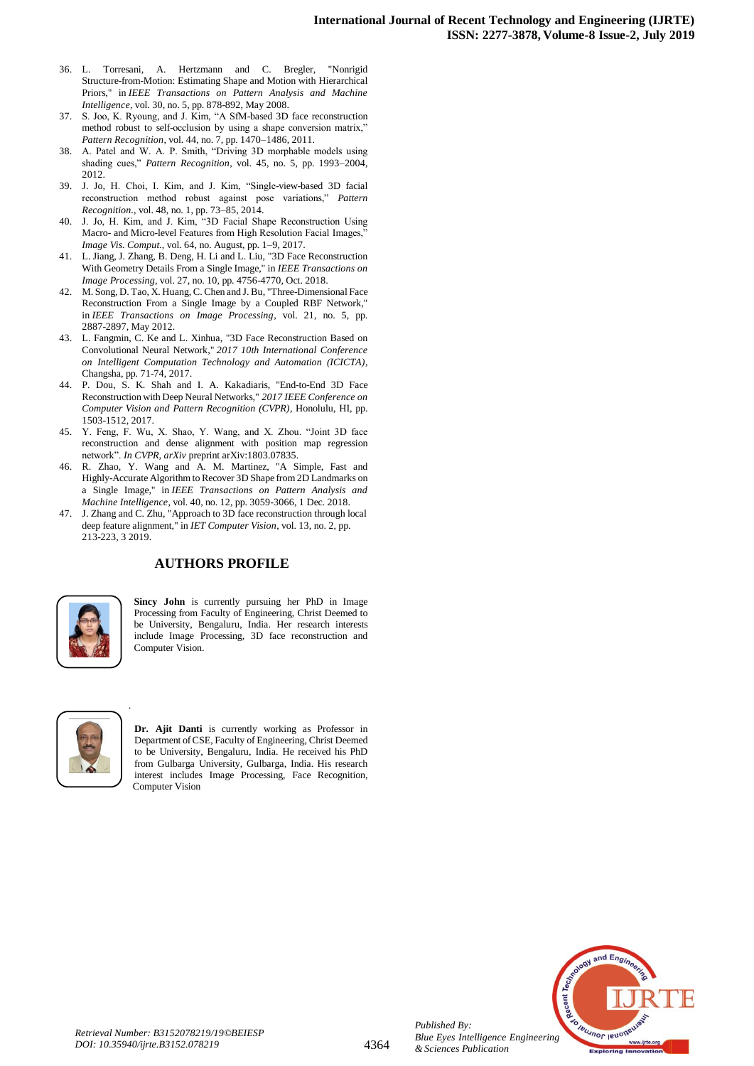36. L. Torresani, A. Hertzmann and C. Bregler, "Nonrigid Structure-from-Motion: Estimating Shape and Motion with Hierarchical Priors," in *IEEE Transactions on Pattern Analysis and Machine Intelligence*, vol. 30, no. 5, pp. 878-892, May 2008.
37. S. Joo, K. Ryoung, and J. Kim, "A SfM-based 3D face reconstruction method robust to self-occlusion by using a shape conversion matrix," *Pattern Recognition*, vol. 44, no. 7, pp. 1470–1486, 2011.
38. A. Patel and W. A. P. Smith, "Driving 3D morphable models using shading cues," *Pattern Recognition*, vol. 45, no. 5, pp. 1993–2004, 2012.
39. J. Jo, H. Choi, I. Kim, and J. Kim, "Single-view-based 3D facial reconstruction method robust against pose variations," *Pattern Recognition.*, vol. 48, no. 1, pp. 73–85, 2014.
40. J. Jo, H. Kim, and J. Kim, "3D Facial Shape Reconstruction Using Macro- and Micro-level Features from High Resolution Facial Images," *Image Vis. Comput.*, vol. 64, no. August, pp. 1–9, 2017.
41. L. Jiang, J. Zhang, B. Deng, H. Li and L. Liu, "3D Face Reconstruction With Geometry Details From a Single Image," in *IEEE Transactions on Image Processing*, vol. 27, no. 10, pp. 4756-4770, Oct. 2018.
42. M. Song, D. Tao, X. Huang, C. Chen and J. Bu, "Three-Dimensional Face Reconstruction From a Single Image by a Coupled RBF Network," in *IEEE Transactions on Image Processing*, vol. 21, no. 5, pp. 2887-2897, May 2012.
43. L. Fangmin, C. Ke and L. Xinhua, "3D Face Reconstruction Based on Convolutional Neural Network," *2017 10th International Conference on Intelligent Computation Technology and Automation (ICICTA)*, Changsha, pp. 71-74, 2017.
44. P. Dou, S. K. Shah and I. A. Kakadiaris, "End-to-End 3D Face Reconstruction with Deep Neural Networks," *2017 IEEE Conference on Computer Vision and Pattern Recognition (CVPR)*, Honolulu, HI, pp. 1503-1512, 2017.
45. Y. Feng, F. Wu, X. Shao, Y. Wang, and X. Zhou. "Joint 3D face reconstruction and dense alignment with position map regression network". *In CVPR, arXiv* preprint arXiv:1803.07835.
46. R. Zhao, Y. Wang and A. M. Martinez, "A Simple, Fast and Highly-Accurate Algorithm to Recover 3D Shape from 2D Landmarks on a Single Image," in *IEEE Transactions on Pattern Analysis and Machine Intelligence*, vol. 40, no. 12, pp. 3059-3066, 1 Dec. 2018.
47. J. Zhang and C. Zhu, "Approach to 3D face reconstruction through local deep feature alignment," in *IET Computer Vision*, vol. 13, no. 2, pp. 213-223, 3 2019.

## AUTHORS PROFILE

**Sincy John** is currently pursuing her PhD in Image Processing from Faculty of Engineering, Christ Deemed to be University, Bengaluru, India. Her research interests include Image Processing, 3D face reconstruction and Computer Vision.

**Dr. Ajit Danti** is currently working as Professor in Department of CSE, Faculty of Engineering, Christ Deemed to be University, Bengaluru, India. He received his PhD from Gulbarga University, Gulbarga, India. His research interest includes Image Processing, Face Recognition, Computer Vision